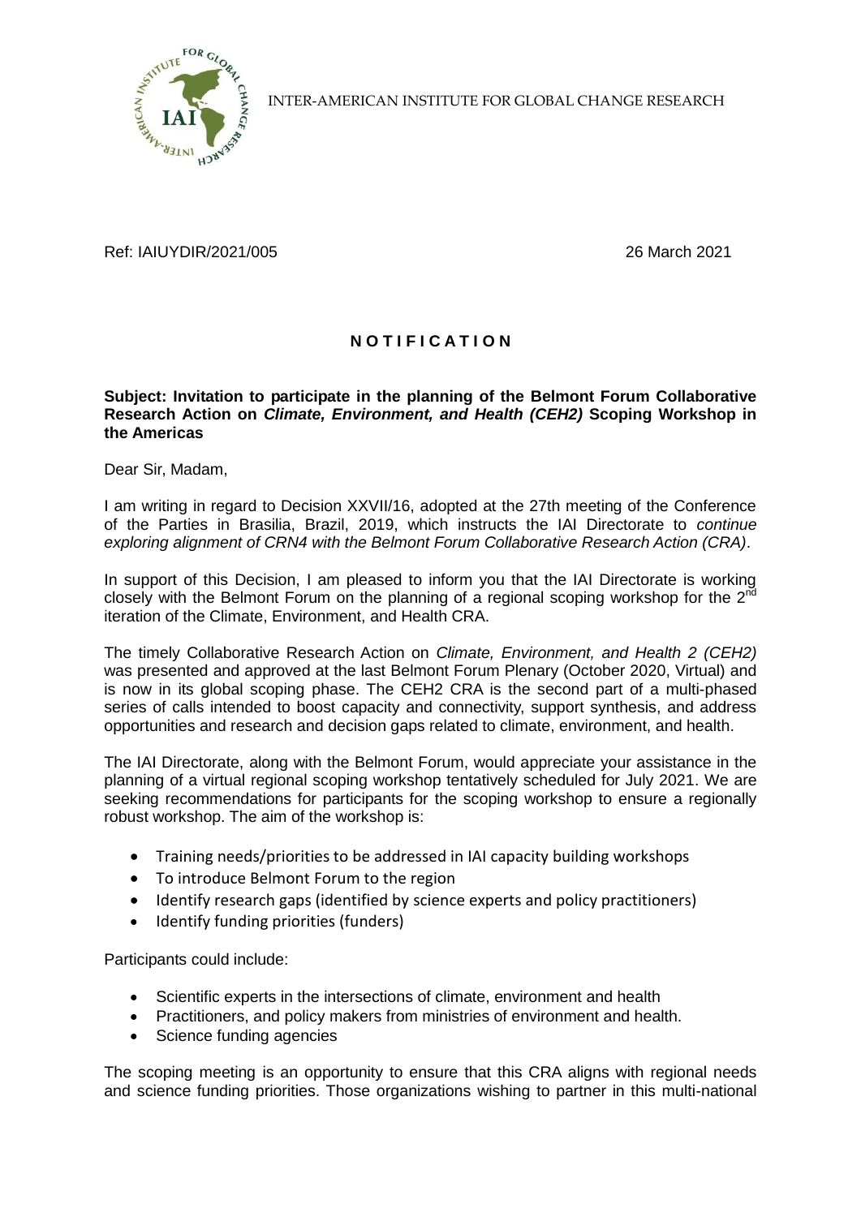INTER-AMERICAN INSTITUTE FOR GLOBAL CHANGE RESEARCH

Ref: IAIUYDIR/2021/005 26 March 2021

# NOTIFICATION

**Subject: Invitation to participate in the planning of the Belmont Forum Collaborative Research Action on *Climate, Environment, and Health (CEH2)* Scoping Workshop in the Americas**

Dear Sir, Madam,

I am writing in regard to Decision XXVII/16, adopted at the 27th meeting of the Conference of the Parties in Brasilia, Brazil, 2019, which instructs the IAI Directorate to *continue exploring alignment of CRN4 with the Belmont Forum Collaborative Research Action (CRA)*.

In support of this Decision, I am pleased to inform you that the IAI Directorate is working closely with the Belmont Forum on the planning of a regional scoping workshop for the 2nd iteration of the Climate, Environment, and Health CRA.

The timely Collaborative Research Action on *Climate, Environment, and Health 2 (CEH2)* was presented and approved at the last Belmont Forum Plenary (October 2020, Virtual) and is now in its global scoping phase. The CEH2 CRA is the second part of a multi-phased series of calls intended to boost capacity and connectivity, support synthesis, and address opportunities and research and decision gaps related to climate, environment, and health.

The IAI Directorate, along with the Belmont Forum, would appreciate your assistance in the planning of a virtual regional scoping workshop tentatively scheduled for July 2021. We are seeking recommendations for participants for the scoping workshop to ensure a regionally robust workshop. The aim of the workshop is:

- Training needs/priorities to be addressed in IAI capacity building workshops
- To introduce Belmont Forum to the region
- Identify research gaps (identified by science experts and policy practitioners)
- Identify funding priorities (funders)

Participants could include:

- Scientific experts in the intersections of climate, environment and health
- Practitioners, and policy makers from ministries of environment and health.
- Science funding agencies

The scoping meeting is an opportunity to ensure that this CRA aligns with regional needs and science funding priorities. Those organizations wishing to partner in this multi-national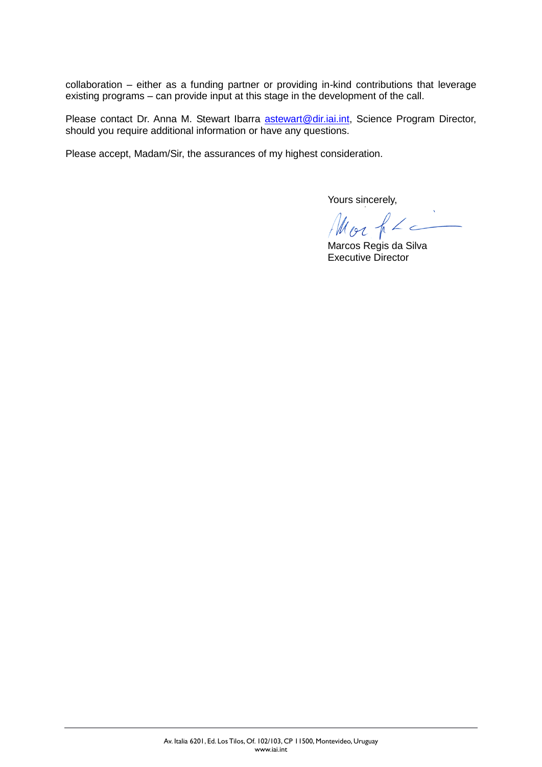collaboration – either as a funding partner or providing in-kind contributions that leverage existing programs – can provide input at this stage in the development of the call.

Please contact Dr. Anna M. Stewart Ibarra [astewart@dir.iai.int](mailto:astewart@dir.iai.int), Science Program Director, should you require additional information or have any questions.

Please accept, Madam/Sir, the assurances of my highest consideration.

Yours sincerely,

Marcos Regis da Silva
Executive Director